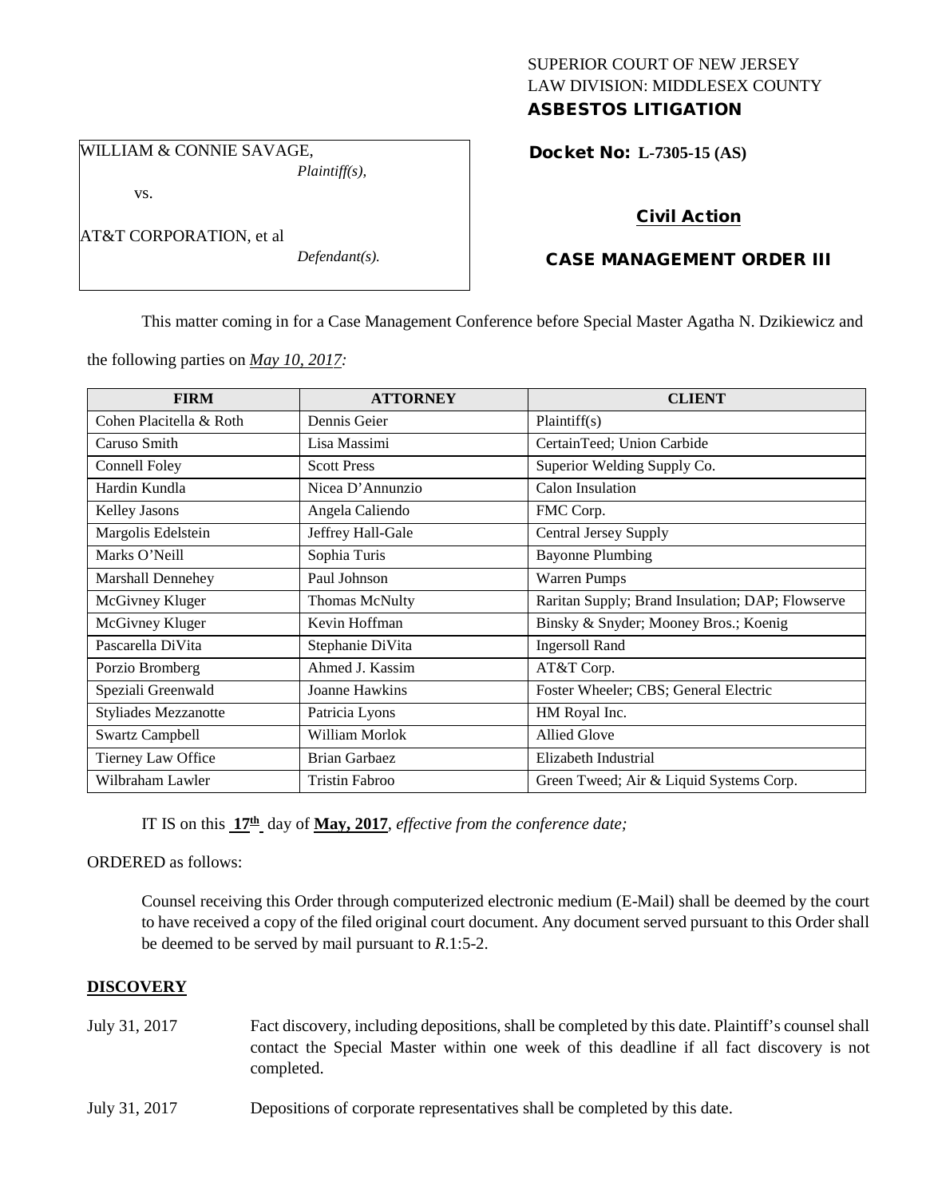SUPERIOR COURT OF NEW JERSEY
LAW DIVISION: MIDDLESEX COUNTY
**ASBESTOS LITIGATION**

WILLIAM & CONNIE SAVAGE,
*Plaintiff(s),*

vs.

AT&T CORPORATION, et al
*Defendant(s).*

**Docket No: L-7305-15 (AS)**

**Civil Action**

**CASE MANAGEMENT ORDER III**

This matter coming in for a Case Management Conference before Special Master Agatha N. Dzikiewicz and the following parties on *May 10, 2017:*

| FIRM | ATTORNEY | CLIENT |
| --- | --- | --- |
| Cohen Placitella & Roth | Dennis Geier | Plaintiff(s) |
| Caruso Smith | Lisa Massimi | CertainTeed; Union Carbide |
| Connell Foley | Scott Press | Superior Welding Supply Co. |
| Hardin Kundla | Nicea D'Annunzio | Calon Insulation |
| Kelley Jasons | Angela Caliendo | FMC Corp. |
| Margolis Edelstein | Jeffrey Hall-Gale | Central Jersey Supply |
| Marks O'Neill | Sophia Turis | Bayonne Plumbing |
| Marshall Dennehey | Paul Johnson | Warren Pumps |
| McGivney Kluger | Thomas McNulty | Raritan Supply; Brand Insulation; DAP; Flowserve |
| McGivney Kluger | Kevin Hoffman | Binsky & Snyder; Mooney Bros.; Koenig |
| Pascarella DiVita | Stephanie DiVita | Ingersoll Rand |
| Porzio Bromberg | Ahmed J. Kassim | AT&T Corp. |
| Speziali Greenwald | Joanne Hawkins | Foster Wheeler; CBS; General Electric |
| Styliades Mezzanotte | Patricia Lyons | HM Royal Inc. |
| Swartz Campbell | William Morlok | Allied Glove |
| Tierney Law Office | Brian Garbaez | Elizabeth Industrial |
| Wilbraham Lawler | Tristin Fabroo | Green Tweed; Air & Liquid Systems Corp. |

IT IS on this **17th** day of **May, 2017**, *effective from the conference date;*

ORDERED as follows:

Counsel receiving this Order through computerized electronic medium (E-Mail) shall be deemed by the court to have received a copy of the filed original court document. Any document served pursuant to this Order shall be deemed to be served by mail pursuant to *R*.1:5-2.

**DISCOVERY**

July 31, 2017 Fact discovery, including depositions, shall be completed by this date. Plaintiff's counsel shall contact the Special Master within one week of this deadline if all fact discovery is not completed.

July 31, 2017 Depositions of corporate representatives shall be completed by this date.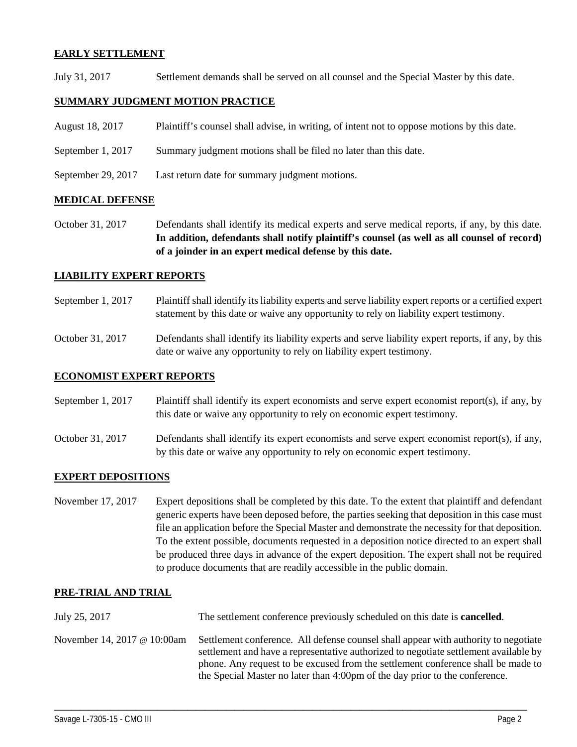## EARLY SETTLEMENT

| | |
|---|---|
| July 31, 2017 | Settlement demands shall be served on all counsel and the Special Master by this date. |

## SUMMARY JUDGMENT MOTION PRACTICE

| | |
|---|---|
| August 18, 2017 | Plaintiff's counsel shall advise, in writing, of intent not to oppose motions by this date. |
| September 1, 2017 | Summary judgment motions shall be filed no later than this date. |
| September 29, 2017 | Last return date for summary judgment motions. |

## MEDICAL DEFENSE

| | |
|---|---|
| October 31, 2017 | Defendants shall identify its medical experts and serve medical reports, if any, by this date. **In addition, defendants shall notify plaintiff's counsel (as well as all counsel of record) of a joinder in an expert medical defense by this date.** |

## LIABILITY EXPERT REPORTS

| | |
|---|---|
| September 1, 2017 | Plaintiff shall identify its liability experts and serve liability expert reports or a certified expert statement by this date or waive any opportunity to rely on liability expert testimony. |
| October 31, 2017 | Defendants shall identify its liability experts and serve liability expert reports, if any, by this date or waive any opportunity to rely on liability expert testimony. |

## ECONOMIST EXPERT REPORTS

| | |
|---|---|
| September 1, 2017 | Plaintiff shall identify its expert economists and serve expert economist report(s), if any, by this date or waive any opportunity to rely on economic expert testimony. |
| October 31, 2017 | Defendants shall identify its expert economists and serve expert economist report(s), if any, by this date or waive any opportunity to rely on economic expert testimony. |

## EXPERT DEPOSITIONS

| | |
|---|---|
| November 17, 2017 | Expert depositions shall be completed by this date. To the extent that plaintiff and defendant generic experts have been deposed before, the parties seeking that deposition in this case must file an application before the Special Master and demonstrate the necessity for that deposition. To the extent possible, documents requested in a deposition notice directed to an expert shall be produced three days in advance of the expert deposition. The expert shall not be required to produce documents that are readily accessible in the public domain. |

## PRE-TRIAL AND TRIAL

| | |
|---|---|
| July 25, 2017 | The settlement conference previously scheduled on this date is **cancelled**. |
| November 14, 2017 @ 10:00am | Settlement conference. All defense counsel shall appear with authority to negotiate settlement and have a representative authorized to negotiate settlement available by phone. Any request to be excused from the settlement conference shall be made to the Special Master no later than 4:00pm of the day prior to the conference. |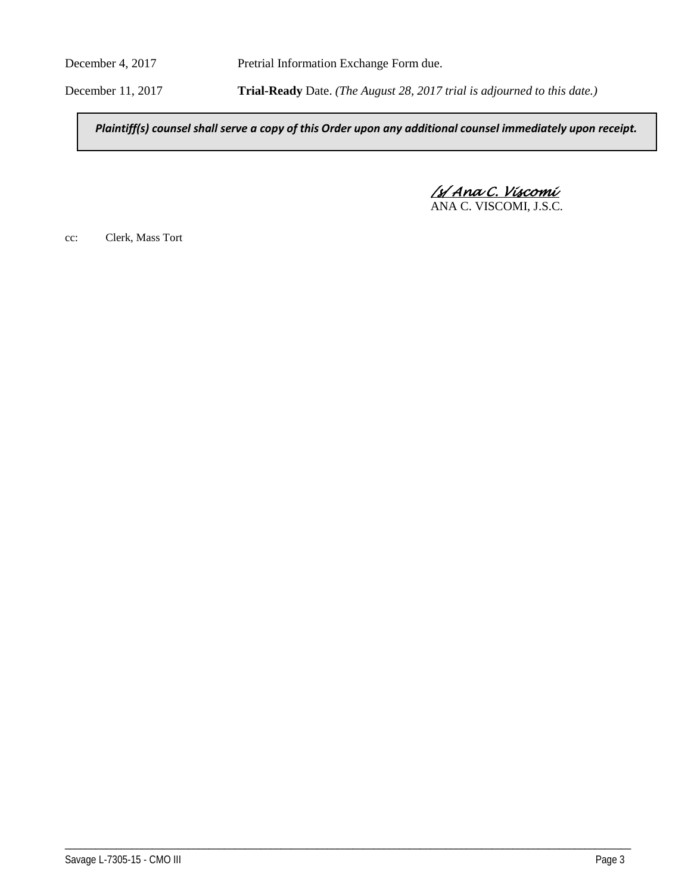| | |
|---|---|
| December 4, 2017 | Pretrial Information Exchange Form due. |
| December 11, 2017 | **Trial-Ready** Date. *(The August 28, 2017 trial is adjourned to this date.)* |

***Plaintiff(s) counsel shall serve a copy of this Order upon any additional counsel immediately upon receipt.***

/s/ Ana C. Viscomi
ANA C. VISCOMI, J.S.C.

cc: Clerk, Mass Tort